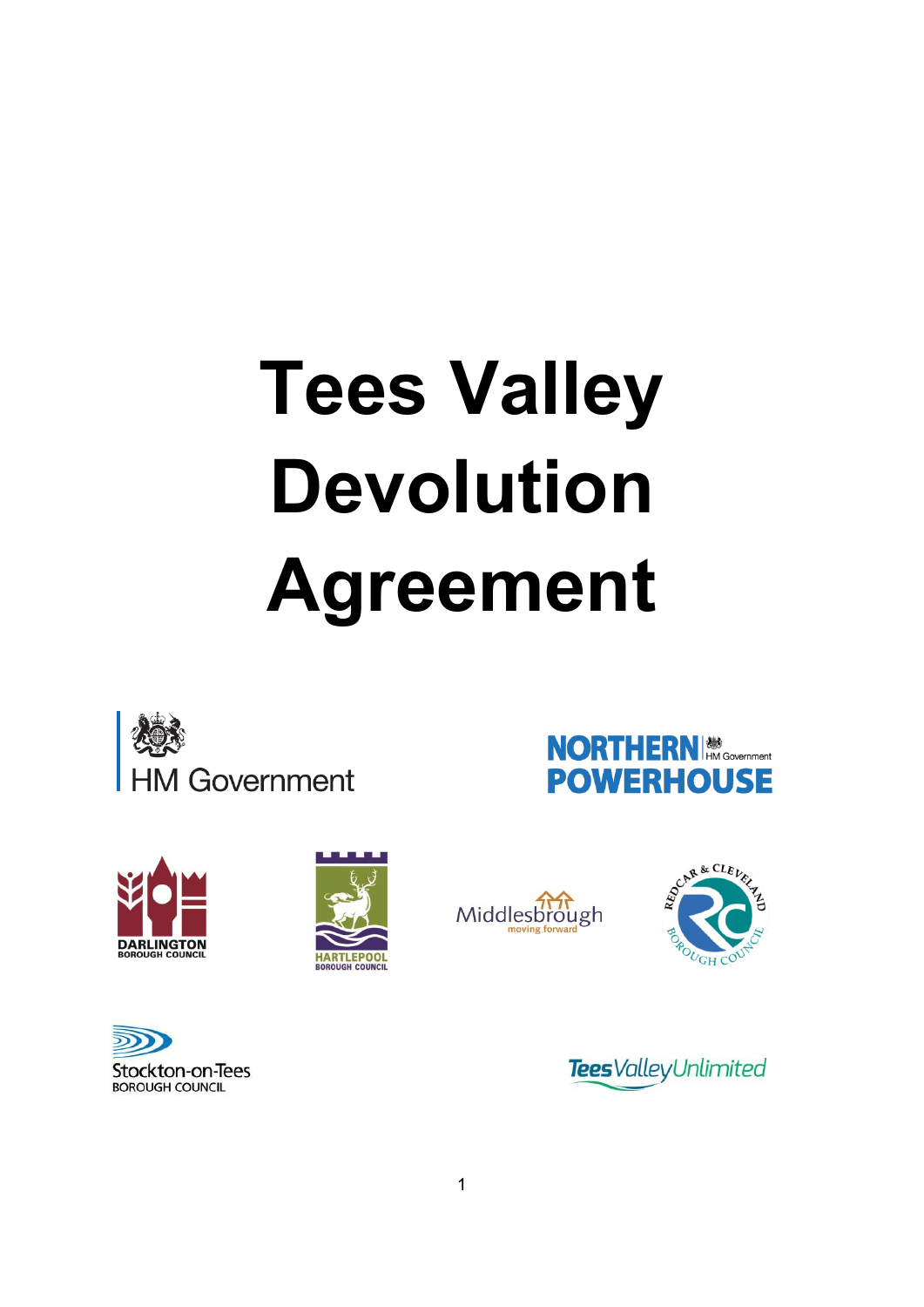# Tees Valley Devolution Agreement

HM Government

NORTHERN POWERHOUSE

DARLINGTON BOROUGH COUNCIL

HARTLEPOOL BOROUGH COUNCIL

Middlesbrough moving forward

REDCAR & CLEVELAND BOROUGH COUNCIL

Stockton-on-Tees BOROUGH COUNCIL

TeesValleyUnlimited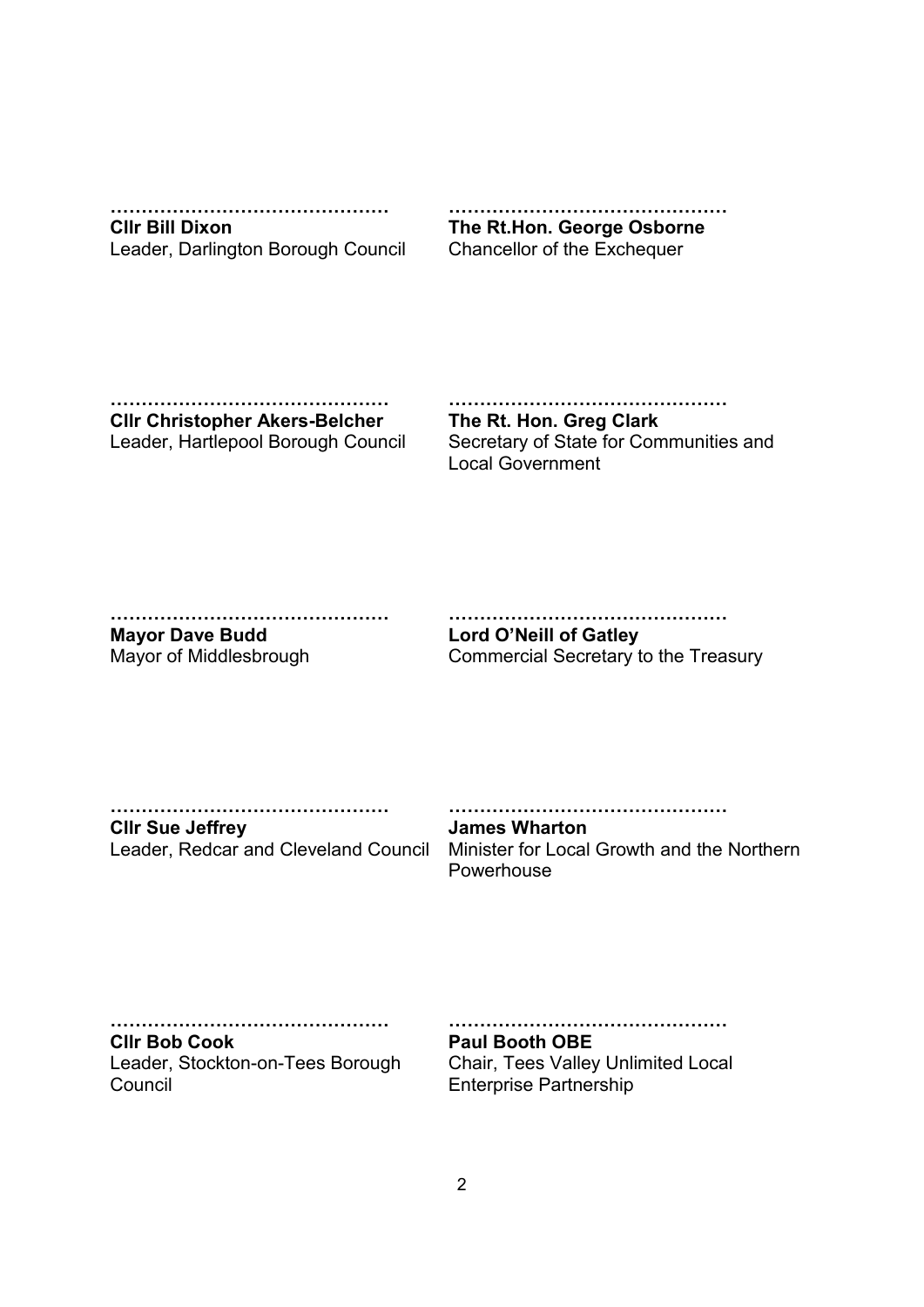………………………………………
**Cllr Bill Dixon**
Leader, Darlington Borough Council

………………………………………
**The Rt.Hon. George Osborne**
Chancellor of the Exchequer

………………………………………
**Cllr Christopher Akers-Belcher**
Leader, Hartlepool Borough Council

………………………………………
**The Rt. Hon. Greg Clark**
Secretary of State for Communities and Local Government

………………………………………
**Mayor Dave Budd**
Mayor of Middlesbrough

………………………………………
**Lord O'Neill of Gatley**
Commercial Secretary to the Treasury

………………………………………
**Cllr Sue Jeffrey**
Leader, Redcar and Cleveland Council

………………………………………
**James Wharton**
Minister for Local Growth and the Northern Powerhouse

………………………………………
**Cllr Bob Cook**
Leader, Stockton-on-Tees Borough Council

………………………………………
**Paul Booth OBE**
Chair, Tees Valley Unlimited Local Enterprise Partnership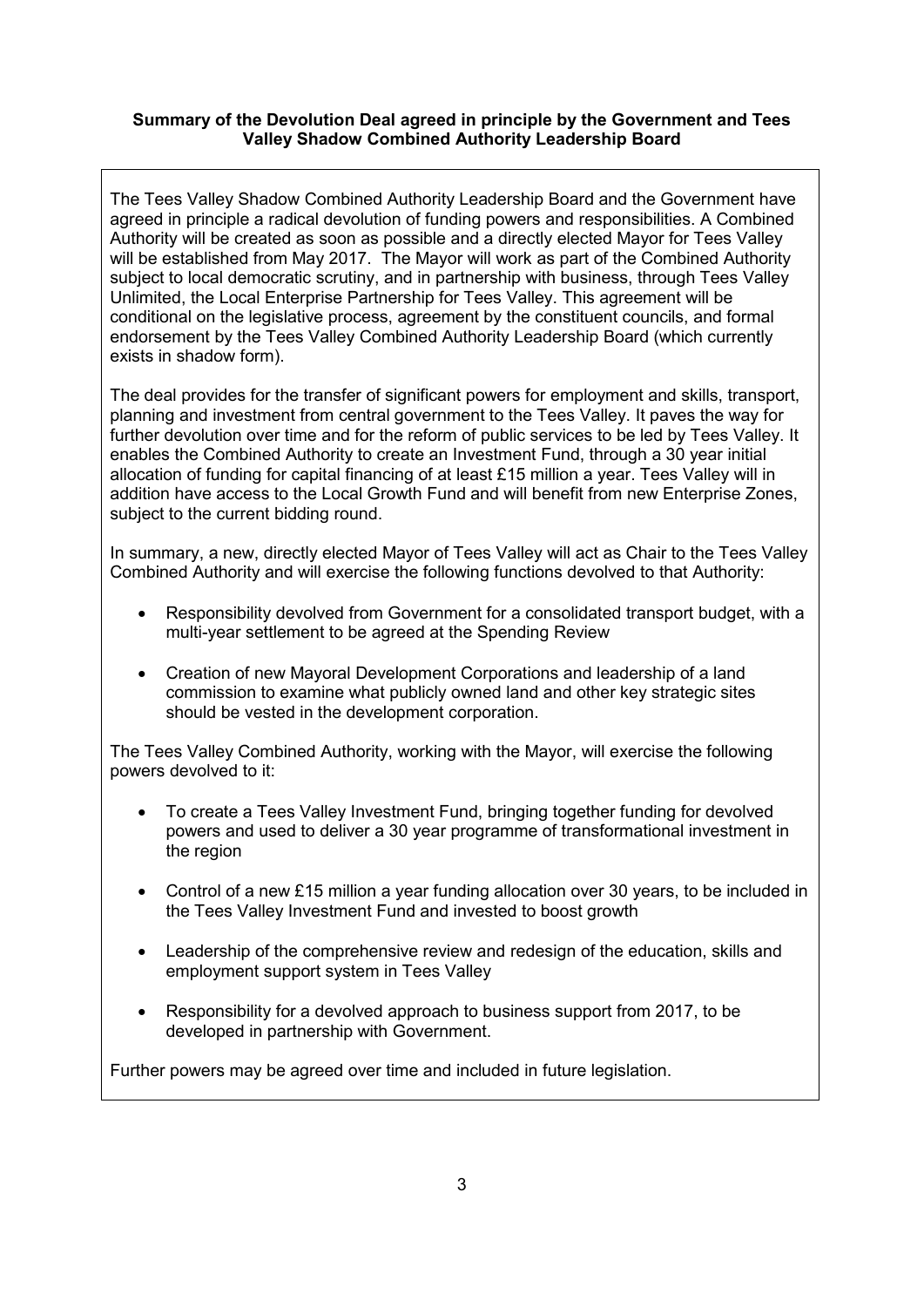**Summary of the Devolution Deal agreed in principle by the Government and Tees Valley Shadow Combined Authority Leadership Board**

The Tees Valley Shadow Combined Authority Leadership Board and the Government have agreed in principle a radical devolution of funding powers and responsibilities. A Combined Authority will be created as soon as possible and a directly elected Mayor for Tees Valley will be established from May 2017. The Mayor will work as part of the Combined Authority subject to local democratic scrutiny, and in partnership with business, through Tees Valley Unlimited, the Local Enterprise Partnership for Tees Valley. This agreement will be conditional on the legislative process, agreement by the constituent councils, and formal endorsement by the Tees Valley Combined Authority Leadership Board (which currently exists in shadow form).

The deal provides for the transfer of significant powers for employment and skills, transport, planning and investment from central government to the Tees Valley. It paves the way for further devolution over time and for the reform of public services to be led by Tees Valley. It enables the Combined Authority to create an Investment Fund, through a 30 year initial allocation of funding for capital financing of at least £15 million a year. Tees Valley will in addition have access to the Local Growth Fund and will benefit from new Enterprise Zones, subject to the current bidding round.

In summary, a new, directly elected Mayor of Tees Valley will act as Chair to the Tees Valley Combined Authority and will exercise the following functions devolved to that Authority:

- Responsibility devolved from Government for a consolidated transport budget, with a multi-year settlement to be agreed at the Spending Review
- Creation of new Mayoral Development Corporations and leadership of a land commission to examine what publicly owned land and other key strategic sites should be vested in the development corporation.

The Tees Valley Combined Authority, working with the Mayor, will exercise the following powers devolved to it:

- To create a Tees Valley Investment Fund, bringing together funding for devolved powers and used to deliver a 30 year programme of transformational investment in the region
- Control of a new £15 million a year funding allocation over 30 years, to be included in the Tees Valley Investment Fund and invested to boost growth
- Leadership of the comprehensive review and redesign of the education, skills and employment support system in Tees Valley
- Responsibility for a devolved approach to business support from 2017, to be developed in partnership with Government.

Further powers may be agreed over time and included in future legislation.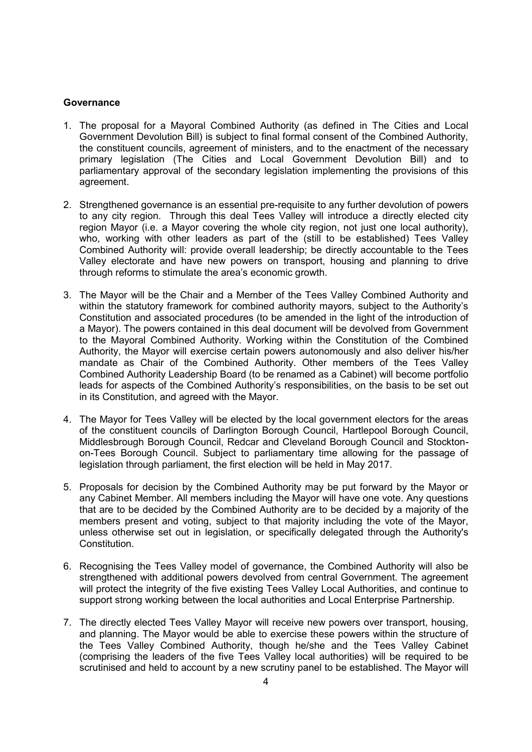**Governance**

1. The proposal for a Mayoral Combined Authority (as defined in The Cities and Local Government Devolution Bill) is subject to final formal consent of the Combined Authority, the constituent councils, agreement of ministers, and to the enactment of the necessary primary legislation (The Cities and Local Government Devolution Bill) and to parliamentary approval of the secondary legislation implementing the provisions of this agreement.

2. Strengthened governance is an essential pre-requisite to any further devolution of powers to any city region. Through this deal Tees Valley will introduce a directly elected city region Mayor (i.e. a Mayor covering the whole city region, not just one local authority), who, working with other leaders as part of the (still to be established) Tees Valley Combined Authority will: provide overall leadership; be directly accountable to the Tees Valley electorate and have new powers on transport, housing and planning to drive through reforms to stimulate the area's economic growth.

3. The Mayor will be the Chair and a Member of the Tees Valley Combined Authority and within the statutory framework for combined authority mayors, subject to the Authority's Constitution and associated procedures (to be amended in the light of the introduction of a Mayor). The powers contained in this deal document will be devolved from Government to the Mayoral Combined Authority. Working within the Constitution of the Combined Authority, the Mayor will exercise certain powers autonomously and also deliver his/her mandate as Chair of the Combined Authority. Other members of the Tees Valley Combined Authority Leadership Board (to be renamed as a Cabinet) will become portfolio leads for aspects of the Combined Authority's responsibilities, on the basis to be set out in its Constitution, and agreed with the Mayor.

4. The Mayor for Tees Valley will be elected by the local government electors for the areas of the constituent councils of Darlington Borough Council, Hartlepool Borough Council, Middlesbrough Borough Council, Redcar and Cleveland Borough Council and Stockton-on-Tees Borough Council. Subject to parliamentary time allowing for the passage of legislation through parliament, the first election will be held in May 2017.

5. Proposals for decision by the Combined Authority may be put forward by the Mayor or any Cabinet Member. All members including the Mayor will have one vote. Any questions that are to be decided by the Combined Authority are to be decided by a majority of the members present and voting, subject to that majority including the vote of the Mayor, unless otherwise set out in legislation, or specifically delegated through the Authority's Constitution.

6. Recognising the Tees Valley model of governance, the Combined Authority will also be strengthened with additional powers devolved from central Government. The agreement will protect the integrity of the five existing Tees Valley Local Authorities, and continue to support strong working between the local authorities and Local Enterprise Partnership.

7. The directly elected Tees Valley Mayor will receive new powers over transport, housing, and planning. The Mayor would be able to exercise these powers within the structure of the Tees Valley Combined Authority, though he/she and the Tees Valley Cabinet (comprising the leaders of the five Tees Valley local authorities) will be required to be scrutinised and held to account by a new scrutiny panel to be established. The Mayor will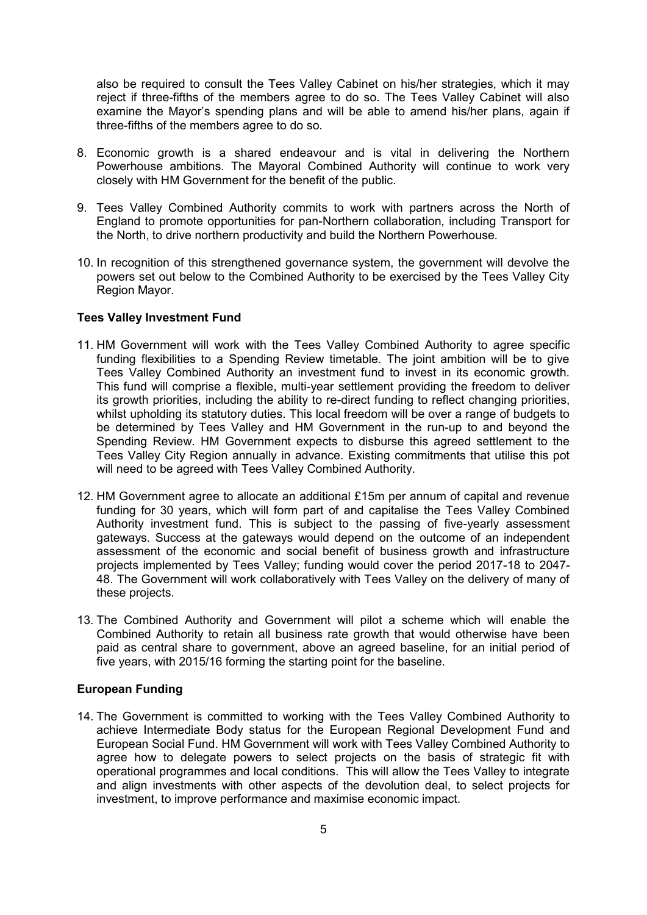also be required to consult the Tees Valley Cabinet on his/her strategies, which it may reject if three-fifths of the members agree to do so. The Tees Valley Cabinet will also examine the Mayor's spending plans and will be able to amend his/her plans, again if three-fifths of the members agree to do so.

8. Economic growth is a shared endeavour and is vital in delivering the Northern Powerhouse ambitions. The Mayoral Combined Authority will continue to work very closely with HM Government for the benefit of the public.

9. Tees Valley Combined Authority commits to work with partners across the North of England to promote opportunities for pan-Northern collaboration, including Transport for the North, to drive northern productivity and build the Northern Powerhouse.

10. In recognition of this strengthened governance system, the government will devolve the powers set out below to the Combined Authority to be exercised by the Tees Valley City Region Mayor.

**Tees Valley Investment Fund**

11. HM Government will work with the Tees Valley Combined Authority to agree specific funding flexibilities to a Spending Review timetable. The joint ambition will be to give Tees Valley Combined Authority an investment fund to invest in its economic growth. This fund will comprise a flexible, multi-year settlement providing the freedom to deliver its growth priorities, including the ability to re-direct funding to reflect changing priorities, whilst upholding its statutory duties. This local freedom will be over a range of budgets to be determined by Tees Valley and HM Government in the run-up to and beyond the Spending Review. HM Government expects to disburse this agreed settlement to the Tees Valley City Region annually in advance. Existing commitments that utilise this pot will need to be agreed with Tees Valley Combined Authority.

12. HM Government agree to allocate an additional £15m per annum of capital and revenue funding for 30 years, which will form part of and capitalise the Tees Valley Combined Authority investment fund. This is subject to the passing of five-yearly assessment gateways. Success at the gateways would depend on the outcome of an independent assessment of the economic and social benefit of business growth and infrastructure projects implemented by Tees Valley; funding would cover the period 2017-18 to 2047-48. The Government will work collaboratively with Tees Valley on the delivery of many of these projects.

13. The Combined Authority and Government will pilot a scheme which will enable the Combined Authority to retain all business rate growth that would otherwise have been paid as central share to government, above an agreed baseline, for an initial period of five years, with 2015/16 forming the starting point for the baseline.

**European Funding**

14. The Government is committed to working with the Tees Valley Combined Authority to achieve Intermediate Body status for the European Regional Development Fund and European Social Fund. HM Government will work with Tees Valley Combined Authority to agree how to delegate powers to select projects on the basis of strategic fit with operational programmes and local conditions. This will allow the Tees Valley to integrate and align investments with other aspects of the devolution deal, to select projects for investment, to improve performance and maximise economic impact.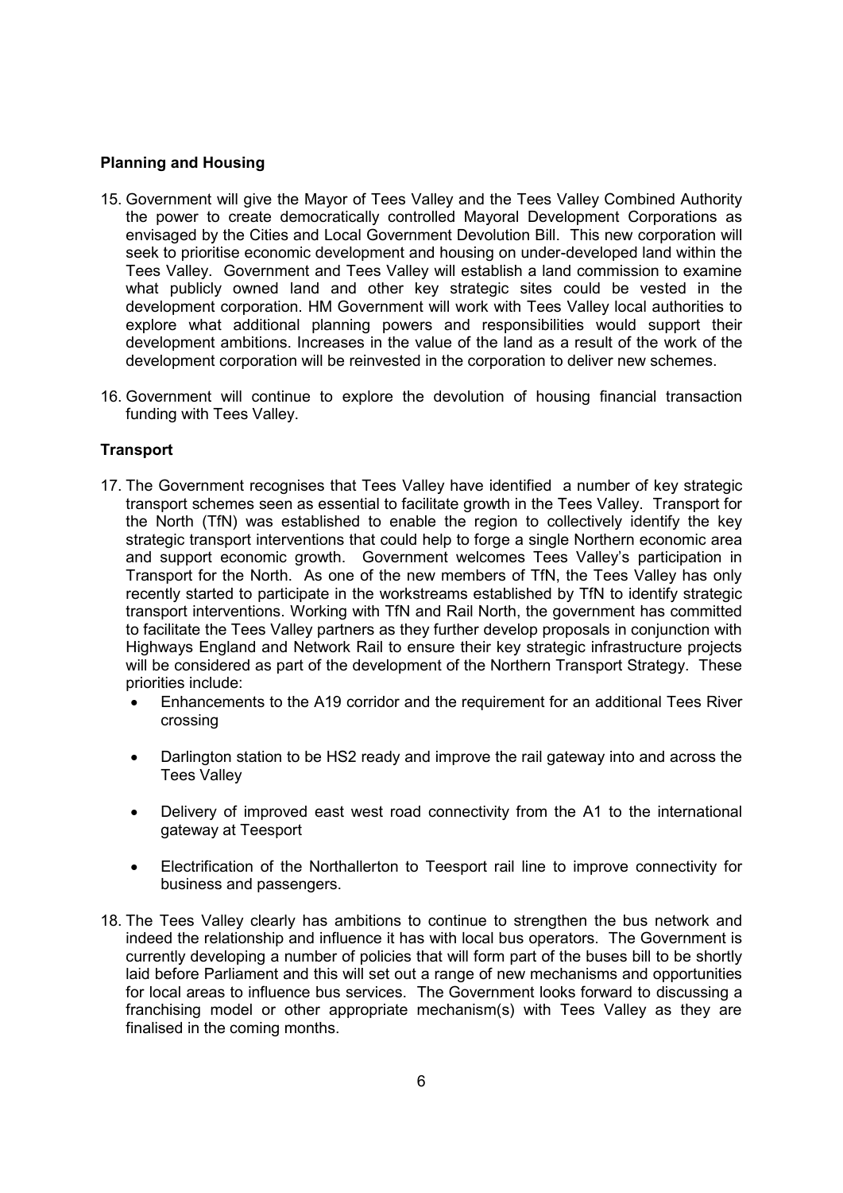**Planning and Housing**

15. Government will give the Mayor of Tees Valley and the Tees Valley Combined Authority the power to create democratically controlled Mayoral Development Corporations as envisaged by the Cities and Local Government Devolution Bill. This new corporation will seek to prioritise economic development and housing on under-developed land within the Tees Valley. Government and Tees Valley will establish a land commission to examine what publicly owned land and other key strategic sites could be vested in the development corporation. HM Government will work with Tees Valley local authorities to explore what additional planning powers and responsibilities would support their development ambitions. Increases in the value of the land as a result of the work of the development corporation will be reinvested in the corporation to deliver new schemes.

16. Government will continue to explore the devolution of housing financial transaction funding with Tees Valley.

**Transport**

17. The Government recognises that Tees Valley have identified a number of key strategic transport schemes seen as essential to facilitate growth in the Tees Valley. Transport for the North (TfN) was established to enable the region to collectively identify the key strategic transport interventions that could help to forge a single Northern economic area and support economic growth. Government welcomes Tees Valley's participation in Transport for the North. As one of the new members of TfN, the Tees Valley has only recently started to participate in the workstreams established by TfN to identify strategic transport interventions. Working with TfN and Rail North, the government has committed to facilitate the Tees Valley partners as they further develop proposals in conjunction with Highways England and Network Rail to ensure their key strategic infrastructure projects will be considered as part of the development of the Northern Transport Strategy. These priorities include:
    - Enhancements to the A19 corridor and the requirement for an additional Tees River crossing
    - Darlington station to be HS2 ready and improve the rail gateway into and across the Tees Valley
    - Delivery of improved east west road connectivity from the A1 to the international gateway at Teesport
    - Electrification of the Northallerton to Teesport rail line to improve connectivity for business and passengers.

18. The Tees Valley clearly has ambitions to continue to strengthen the bus network and indeed the relationship and influence it has with local bus operators. The Government is currently developing a number of policies that will form part of the buses bill to be shortly laid before Parliament and this will set out a range of new mechanisms and opportunities for local areas to influence bus services. The Government looks forward to discussing a franchising model or other appropriate mechanism(s) with Tees Valley as they are finalised in the coming months.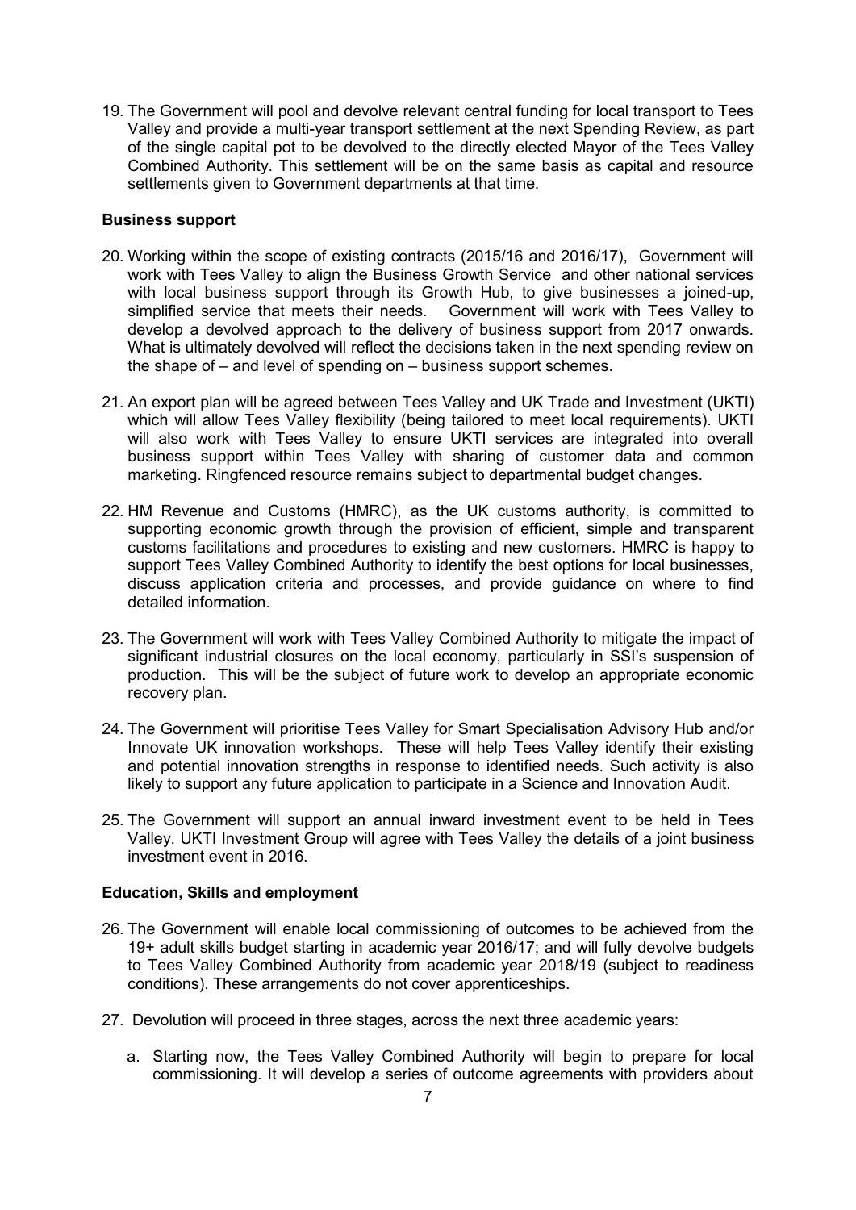19. The Government will pool and devolve relevant central funding for local transport to Tees Valley and provide a multi-year transport settlement at the next Spending Review, as part of the single capital pot to be devolved to the directly elected Mayor of the Tees Valley Combined Authority. This settlement will be on the same basis as capital and resource settlements given to Government departments at that time.

**Business support**

20. Working within the scope of existing contracts (2015/16 and 2016/17), Government will work with Tees Valley to align the Business Growth Service and other national services with local business support through its Growth Hub, to give businesses a joined-up, simplified service that meets their needs. Government will work with Tees Valley to develop a devolved approach to the delivery of business support from 2017 onwards. What is ultimately devolved will reflect the decisions taken in the next spending review on the shape of – and level of spending on – business support schemes.

21. An export plan will be agreed between Tees Valley and UK Trade and Investment (UKTI) which will allow Tees Valley flexibility (being tailored to meet local requirements). UKTI will also work with Tees Valley to ensure UKTI services are integrated into overall business support within Tees Valley with sharing of customer data and common marketing. Ringfenced resource remains subject to departmental budget changes.

22. HM Revenue and Customs (HMRC), as the UK customs authority, is committed to supporting economic growth through the provision of efficient, simple and transparent customs facilitations and procedures to existing and new customers. HMRC is happy to support Tees Valley Combined Authority to identify the best options for local businesses, discuss application criteria and processes, and provide guidance on where to find detailed information.

23. The Government will work with Tees Valley Combined Authority to mitigate the impact of significant industrial closures on the local economy, particularly in SSI's suspension of production. This will be the subject of future work to develop an appropriate economic recovery plan.

24. The Government will prioritise Tees Valley for Smart Specialisation Advisory Hub and/or Innovate UK innovation workshops. These will help Tees Valley identify their existing and potential innovation strengths in response to identified needs. Such activity is also likely to support any future application to participate in a Science and Innovation Audit.

25. The Government will support an annual inward investment event to be held in Tees Valley. UKTI Investment Group will agree with Tees Valley the details of a joint business investment event in 2016.

**Education, Skills and employment**

26. The Government will enable local commissioning of outcomes to be achieved from the 19+ adult skills budget starting in academic year 2016/17; and will fully devolve budgets to Tees Valley Combined Authority from academic year 2018/19 (subject to readiness conditions). These arrangements do not cover apprenticeships.

27. Devolution will proceed in three stages, across the next three academic years:

    a. Starting now, the Tees Valley Combined Authority will begin to prepare for local commissioning. It will develop a series of outcome agreements with providers about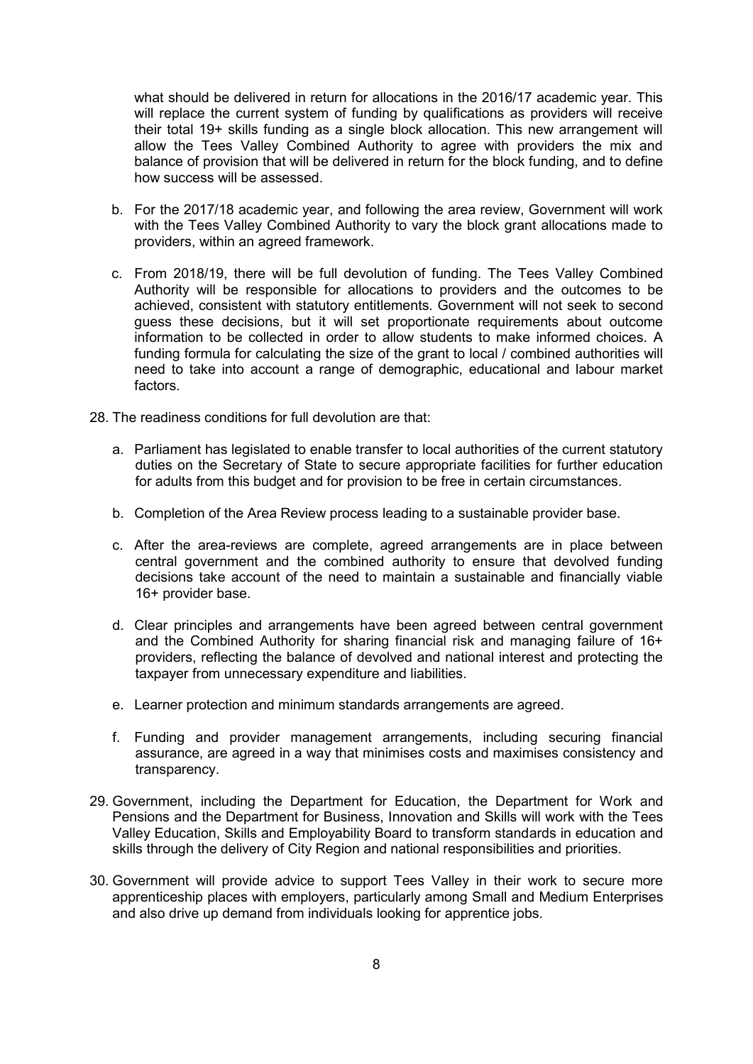what should be delivered in return for allocations in the 2016/17 academic year. This will replace the current system of funding by qualifications as providers will receive their total 19+ skills funding as a single block allocation. This new arrangement will allow the Tees Valley Combined Authority to agree with providers the mix and balance of provision that will be delivered in return for the block funding, and to define how success will be assessed.

b. For the 2017/18 academic year, and following the area review, Government will work with the Tees Valley Combined Authority to vary the block grant allocations made to providers, within an agreed framework.

c. From 2018/19, there will be full devolution of funding. The Tees Valley Combined Authority will be responsible for allocations to providers and the outcomes to be achieved, consistent with statutory entitlements. Government will not seek to second guess these decisions, but it will set proportionate requirements about outcome information to be collected in order to allow students to make informed choices. A funding formula for calculating the size of the grant to local / combined authorities will need to take into account a range of demographic, educational and labour market factors.

28. The readiness conditions for full devolution are that:

   a. Parliament has legislated to enable transfer to local authorities of the current statutory duties on the Secretary of State to secure appropriate facilities for further education for adults from this budget and for provision to be free in certain circumstances.

   b. Completion of the Area Review process leading to a sustainable provider base.

   c. After the area-reviews are complete, agreed arrangements are in place between central government and the combined authority to ensure that devolved funding decisions take account of the need to maintain a sustainable and financially viable 16+ provider base.

   d. Clear principles and arrangements have been agreed between central government and the Combined Authority for sharing financial risk and managing failure of 16+ providers, reflecting the balance of devolved and national interest and protecting the taxpayer from unnecessary expenditure and liabilities.

   e. Learner protection and minimum standards arrangements are agreed.

   f. Funding and provider management arrangements, including securing financial assurance, are agreed in a way that minimises costs and maximises consistency and transparency.

29. Government, including the Department for Education, the Department for Work and Pensions and the Department for Business, Innovation and Skills will work with the Tees Valley Education, Skills and Employability Board to transform standards in education and skills through the delivery of City Region and national responsibilities and priorities.

30. Government will provide advice to support Tees Valley in their work to secure more apprenticeship places with employers, particularly among Small and Medium Enterprises and also drive up demand from individuals looking for apprentice jobs.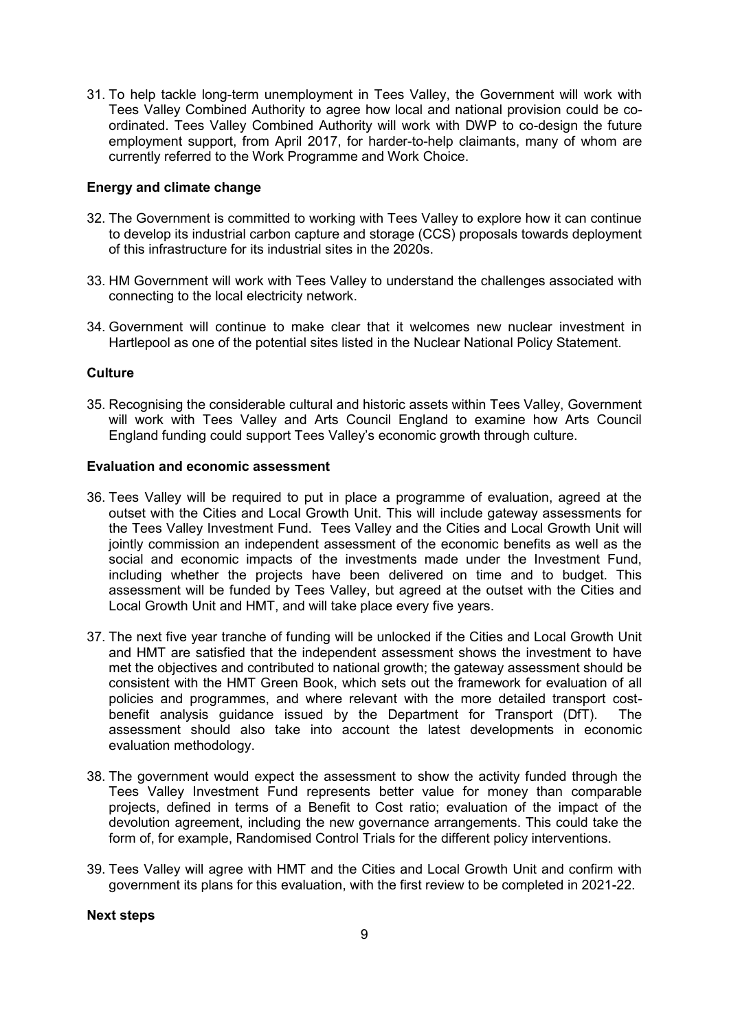31. To help tackle long-term unemployment in Tees Valley, the Government will work with Tees Valley Combined Authority to agree how local and national provision could be co-ordinated. Tees Valley Combined Authority will work with DWP to co-design the future employment support, from April 2017, for harder-to-help claimants, many of whom are currently referred to the Work Programme and Work Choice.

**Energy and climate change**

32. The Government is committed to working with Tees Valley to explore how it can continue to develop its industrial carbon capture and storage (CCS) proposals towards deployment of this infrastructure for its industrial sites in the 2020s.

33. HM Government will work with Tees Valley to understand the challenges associated with connecting to the local electricity network.

34. Government will continue to make clear that it welcomes new nuclear investment in Hartlepool as one of the potential sites listed in the Nuclear National Policy Statement.

**Culture**

35. Recognising the considerable cultural and historic assets within Tees Valley, Government will work with Tees Valley and Arts Council England to examine how Arts Council England funding could support Tees Valley's economic growth through culture.

**Evaluation and economic assessment**

36. Tees Valley will be required to put in place a programme of evaluation, agreed at the outset with the Cities and Local Growth Unit. This will include gateway assessments for the Tees Valley Investment Fund. Tees Valley and the Cities and Local Growth Unit will jointly commission an independent assessment of the economic benefits as well as the social and economic impacts of the investments made under the Investment Fund, including whether the projects have been delivered on time and to budget. This assessment will be funded by Tees Valley, but agreed at the outset with the Cities and Local Growth Unit and HMT, and will take place every five years.

37. The next five year tranche of funding will be unlocked if the Cities and Local Growth Unit and HMT are satisfied that the independent assessment shows the investment to have met the objectives and contributed to national growth; the gateway assessment should be consistent with the HMT Green Book, which sets out the framework for evaluation of all policies and programmes, and where relevant with the more detailed transport cost-benefit analysis guidance issued by the Department for Transport (DfT). The assessment should also take into account the latest developments in economic evaluation methodology.

38. The government would expect the assessment to show the activity funded through the Tees Valley Investment Fund represents better value for money than comparable projects, defined in terms of a Benefit to Cost ratio; evaluation of the impact of the devolution agreement, including the new governance arrangements. This could take the form of, for example, Randomised Control Trials for the different policy interventions.

39. Tees Valley will agree with HMT and the Cities and Local Growth Unit and confirm with government its plans for this evaluation, with the first review to be completed in 2021-22.

**Next steps**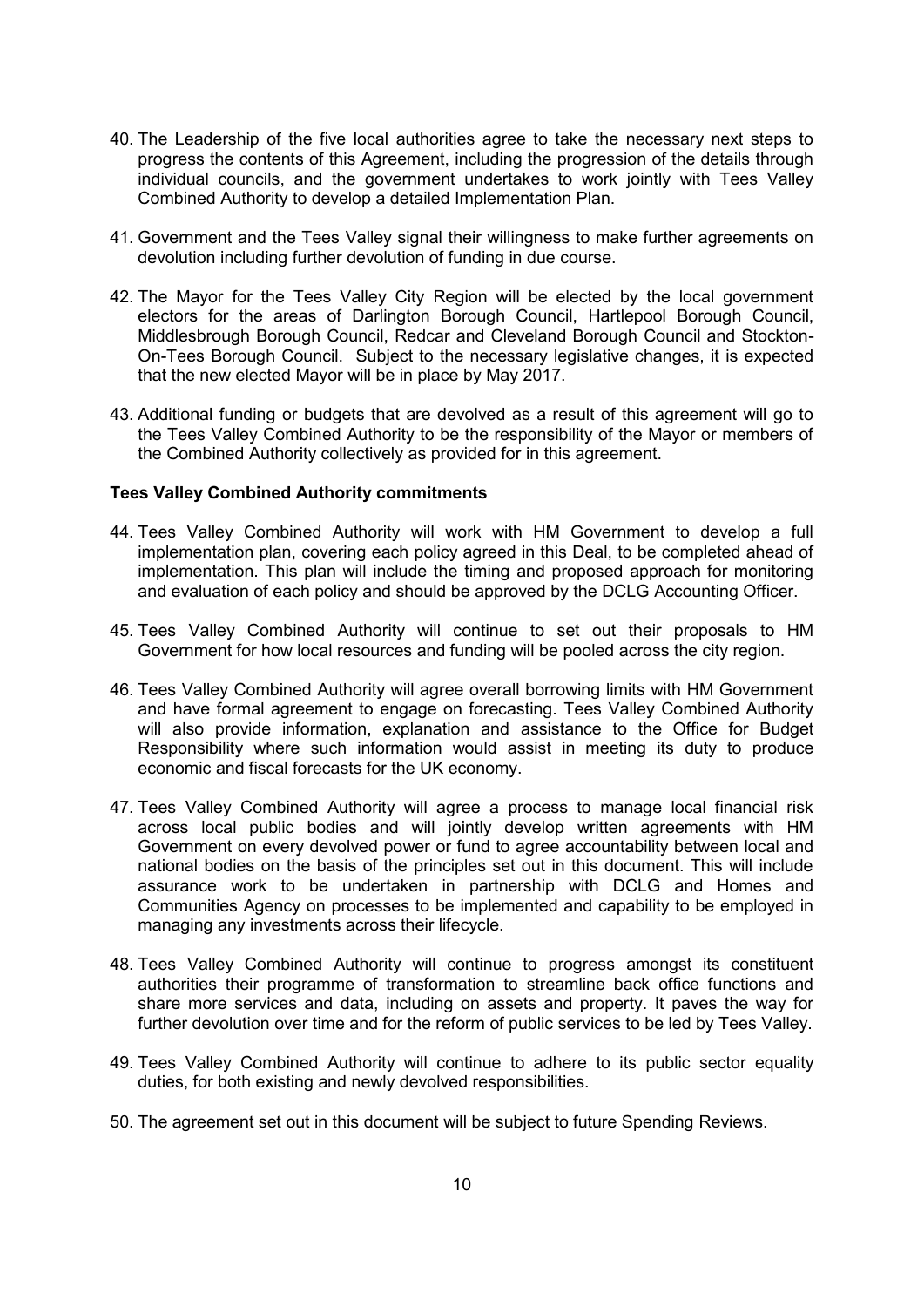40. The Leadership of the five local authorities agree to take the necessary next steps to progress the contents of this Agreement, including the progression of the details through individual councils, and the government undertakes to work jointly with Tees Valley Combined Authority to develop a detailed Implementation Plan.

41. Government and the Tees Valley signal their willingness to make further agreements on devolution including further devolution of funding in due course.

42. The Mayor for the Tees Valley City Region will be elected by the local government electors for the areas of Darlington Borough Council, Hartlepool Borough Council, Middlesbrough Borough Council, Redcar and Cleveland Borough Council and Stockton-On-Tees Borough Council. Subject to the necessary legislative changes, it is expected that the new elected Mayor will be in place by May 2017.

43. Additional funding or budgets that are devolved as a result of this agreement will go to the Tees Valley Combined Authority to be the responsibility of the Mayor or members of the Combined Authority collectively as provided for in this agreement.

**Tees Valley Combined Authority commitments**

44. Tees Valley Combined Authority will work with HM Government to develop a full implementation plan, covering each policy agreed in this Deal, to be completed ahead of implementation. This plan will include the timing and proposed approach for monitoring and evaluation of each policy and should be approved by the DCLG Accounting Officer.

45. Tees Valley Combined Authority will continue to set out their proposals to HM Government for how local resources and funding will be pooled across the city region.

46. Tees Valley Combined Authority will agree overall borrowing limits with HM Government and have formal agreement to engage on forecasting. Tees Valley Combined Authority will also provide information, explanation and assistance to the Office for Budget Responsibility where such information would assist in meeting its duty to produce economic and fiscal forecasts for the UK economy.

47. Tees Valley Combined Authority will agree a process to manage local financial risk across local public bodies and will jointly develop written agreements with HM Government on every devolved power or fund to agree accountability between local and national bodies on the basis of the principles set out in this document. This will include assurance work to be undertaken in partnership with DCLG and Homes and Communities Agency on processes to be implemented and capability to be employed in managing any investments across their lifecycle.

48. Tees Valley Combined Authority will continue to progress amongst its constituent authorities their programme of transformation to streamline back office functions and share more services and data, including on assets and property. It paves the way for further devolution over time and for the reform of public services to be led by Tees Valley.

49. Tees Valley Combined Authority will continue to adhere to its public sector equality duties, for both existing and newly devolved responsibilities.

50. The agreement set out in this document will be subject to future Spending Reviews.